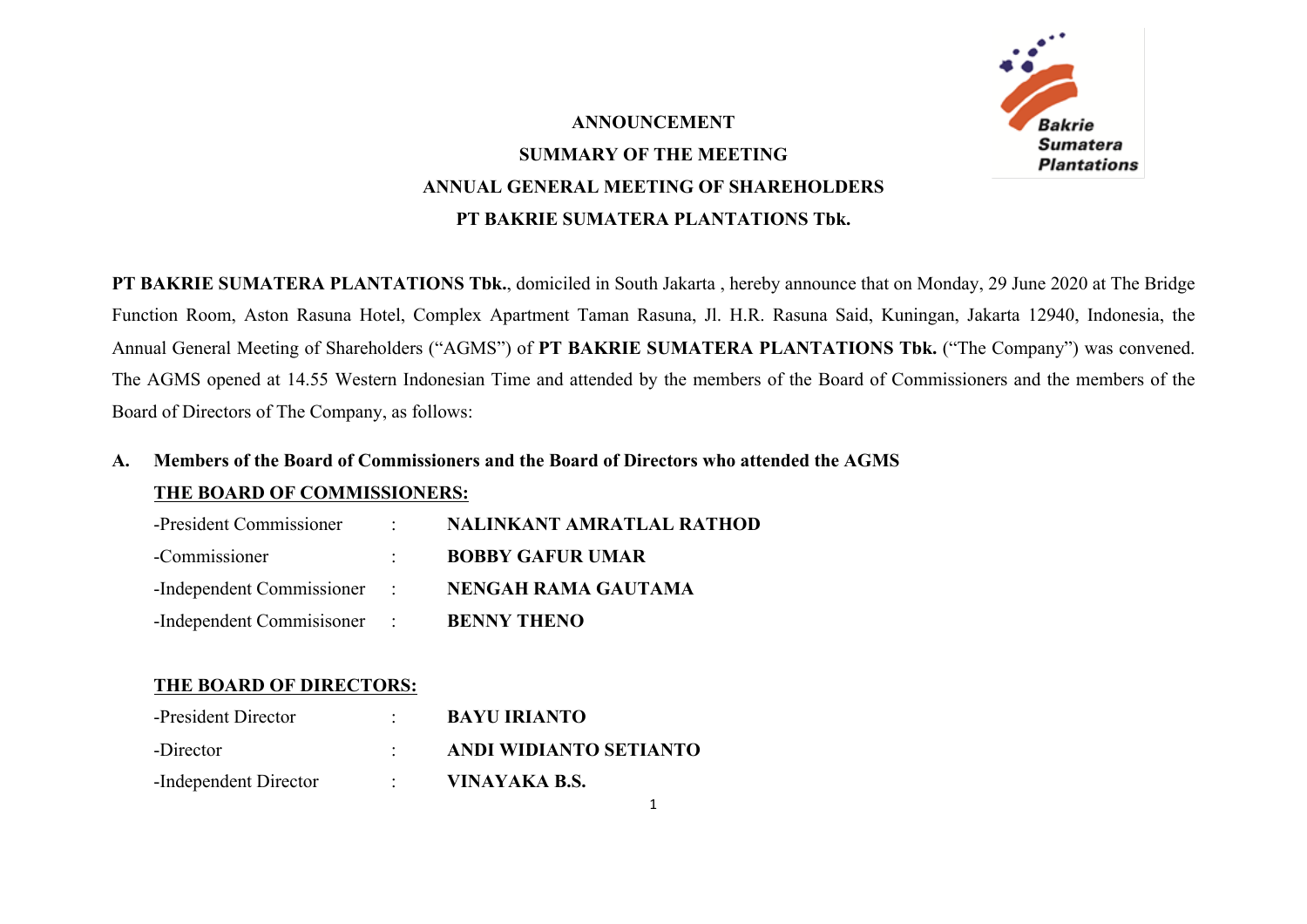**ANNOUNCEMENT**

**SUMMARY OF THE MEETING**

**ANNUAL GENERAL MEETING OF SHAREHOLDERS**

**PT BAKRIE SUMATERA PLANTATIONS Tbk.**

**PT BAKRIE SUMATERA PLANTATIONS Tbk.**, domiciled in South Jakarta , hereby announce that on Monday, 29 June 2020 at The Bridge Function Room, Aston Rasuna Hotel, Complex Apartment Taman Rasuna, Jl. H.R. Rasuna Said, Kuningan, Jakarta 12940, Indonesia, the Annual General Meeting of Shareholders ("AGMS") of **PT BAKRIE SUMATERA PLANTATIONS Tbk.** ("The Company") was convened. The AGMS opened at 14.55 Western Indonesian Time and attended by the members of the Board of Commissioners and the members of the Board of Directors of The Company, as follows:

**A. Members of the Board of Commissioners and the Board of Directors who attended the AGMS**

**<u>THE BOARD OF COMMISSIONERS:</u>**

| | | |
|---|---|---|
| -President Commissioner | : | **NALINKANT AMRATLAL RATHOD** |
| -Commissioner | : | **BOBBY GAFUR UMAR** |
| -Independent Commissioner | : | **NENGAH RAMA GAUTAMA** |
| -Independent Commisisoner | : | **BENNY THENO** |

**<u>THE BOARD OF DIRECTORS:</u>**

| | | |
|---|---|---|
| -President Director | : | **BAYU IRIANTO** |
| -Director | : | **ANDI WIDIANTO SETIANTO** |
| -Independent Director | : | **VINAYAKA B.S.** |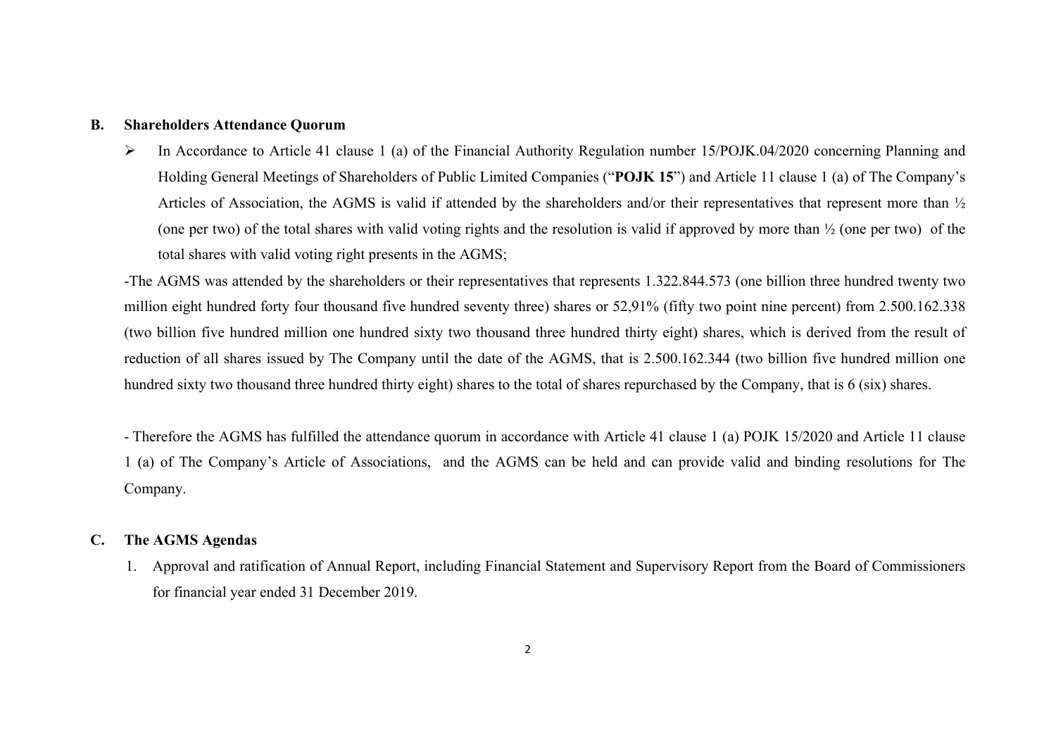**B. Shareholders Attendance Quorum**

- In Accordance to Article 41 clause 1 (a) of the Financial Authority Regulation number 15/POJK.04/2020 concerning Planning and Holding General Meetings of Shareholders of Public Limited Companies ("**POJK 15**") and Article 11 clause 1 (a) of The Company's Articles of Association, the AGMS is valid if attended by the shareholders and/or their representatives that represent more than ½ (one per two) of the total shares with valid voting rights and the resolution is valid if approved by more than ½ (one per two) of the total shares with valid voting right presents in the AGMS;

-The AGMS was attended by the shareholders or their representatives that represents 1.322.844.573 (one billion three hundred twenty two million eight hundred forty four thousand five hundred seventy three) shares or 52,91% (fifty two point nine percent) from 2.500.162.338 (two billion five hundred million one hundred sixty two thousand three hundred thirty eight) shares, which is derived from the result of reduction of all shares issued by The Company until the date of the AGMS, that is 2.500.162.344 (two billion five hundred million one hundred sixty two thousand three hundred thirty eight) shares to the total of shares repurchased by the Company, that is 6 (six) shares.

- Therefore the AGMS has fulfilled the attendance quorum in accordance with Article 41 clause 1 (a) POJK 15/2020 and Article 11 clause 1 (a) of The Company's Article of Associations, and the AGMS can be held and can provide valid and binding resolutions for The Company.

**C. The AGMS Agendas**

1. Approval and ratification of Annual Report, including Financial Statement and Supervisory Report from the Board of Commissioners for financial year ended 31 December 2019.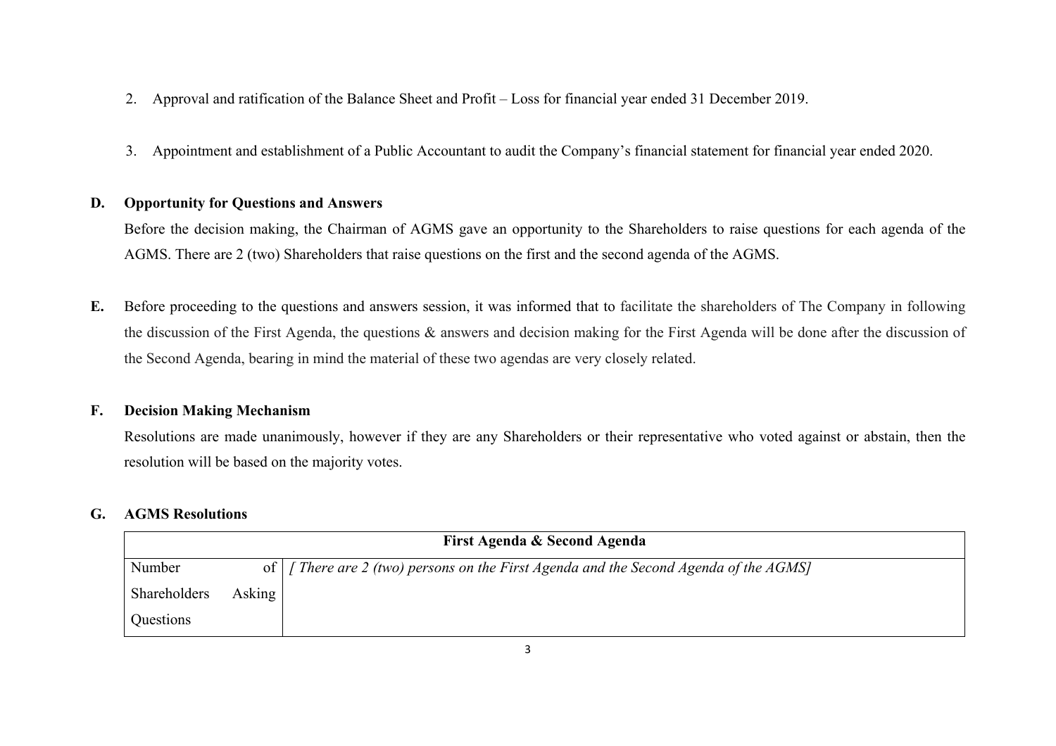2. Approval and ratification of the Balance Sheet and Profit – Loss for financial year ended 31 December 2019.

3. Appointment and establishment of a Public Accountant to audit the Company's financial statement for financial year ended 2020.

**D. Opportunity for Questions and Answers**

Before the decision making, the Chairman of AGMS gave an opportunity to the Shareholders to raise questions for each agenda of the AGMS. There are 2 (two) Shareholders that raise questions on the first and the second agenda of the AGMS.

**E.** Before proceeding to the questions and answers session, it was informed that to facilitate the shareholders of The Company in following the discussion of the First Agenda, the questions & answers and decision making for the First Agenda will be done after the discussion of the Second Agenda, bearing in mind the material of these two agendas are very closely related.

**F. Decision Making Mechanism**

Resolutions are made unanimously, however if they are any Shareholders or their representative who voted against or abstain, then the resolution will be based on the majority votes.

**G. AGMS Resolutions**

| First Agenda & Second Agenda | |
|---|---|
| Number of Shareholders Asking Questions | *[ There are 2 (two) persons on the First Agenda and the Second Agenda of the AGMS]* |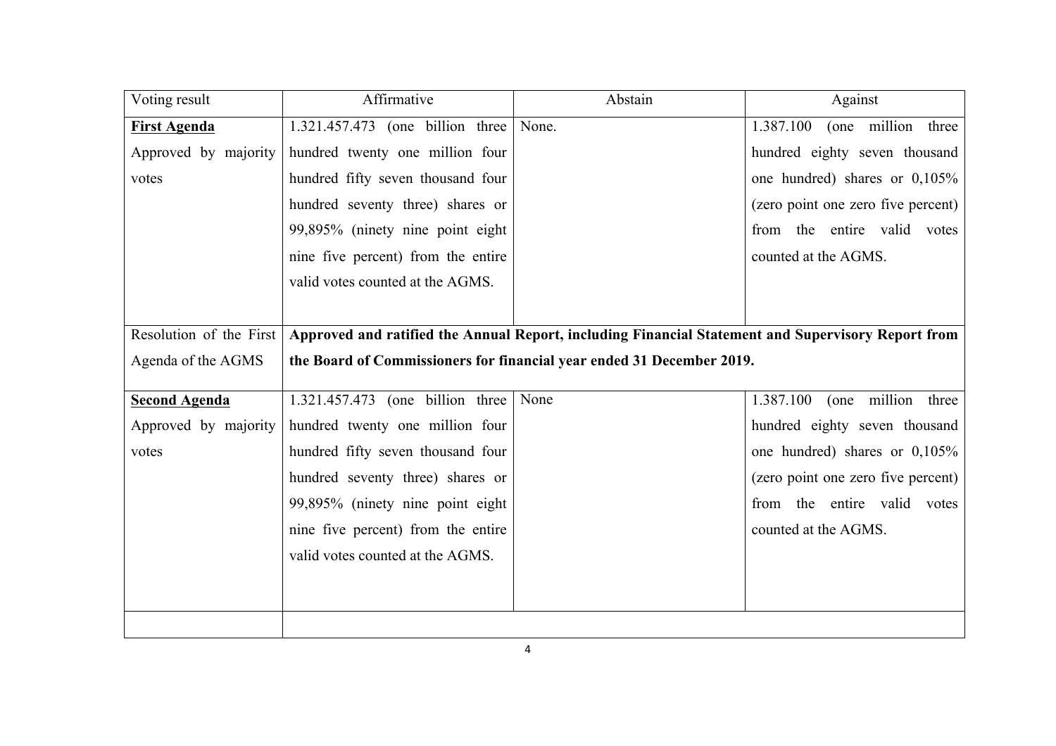| Voting result | Affirmative | Abstain | Against |
|---|---|---|---|
| **First Agenda** Approved by majority votes | 1.321.457.473 (one billion three hundred twenty one million four hundred fifty seven thousand four hundred seventy three) shares or 99,895% (ninety nine point eight nine five percent) from the entire valid votes counted at the AGMS. | None. | 1.387.100 (one million three hundred eighty seven thousand one hundred) shares or 0,105% (zero point one zero five percent) from the entire valid votes counted at the AGMS. |
| Resolution of the First Agenda of the AGMS | **Approved and ratified the Annual Report, including Financial Statement and Supervisory Report from the Board of Commissioners for financial year ended 31 December 2019.** | | |
| **Second Agenda** Approved by majority votes | 1.321.457.473 (one billion three hundred twenty one million four hundred fifty seven thousand four hundred seventy three) shares or 99,895% (ninety nine point eight nine five percent) from the entire valid votes counted at the AGMS. | None | 1.387.100 (one million three hundred eighty seven thousand one hundred) shares or 0,105% (zero point one zero five percent) from the entire valid votes counted at the AGMS. |
| | | | |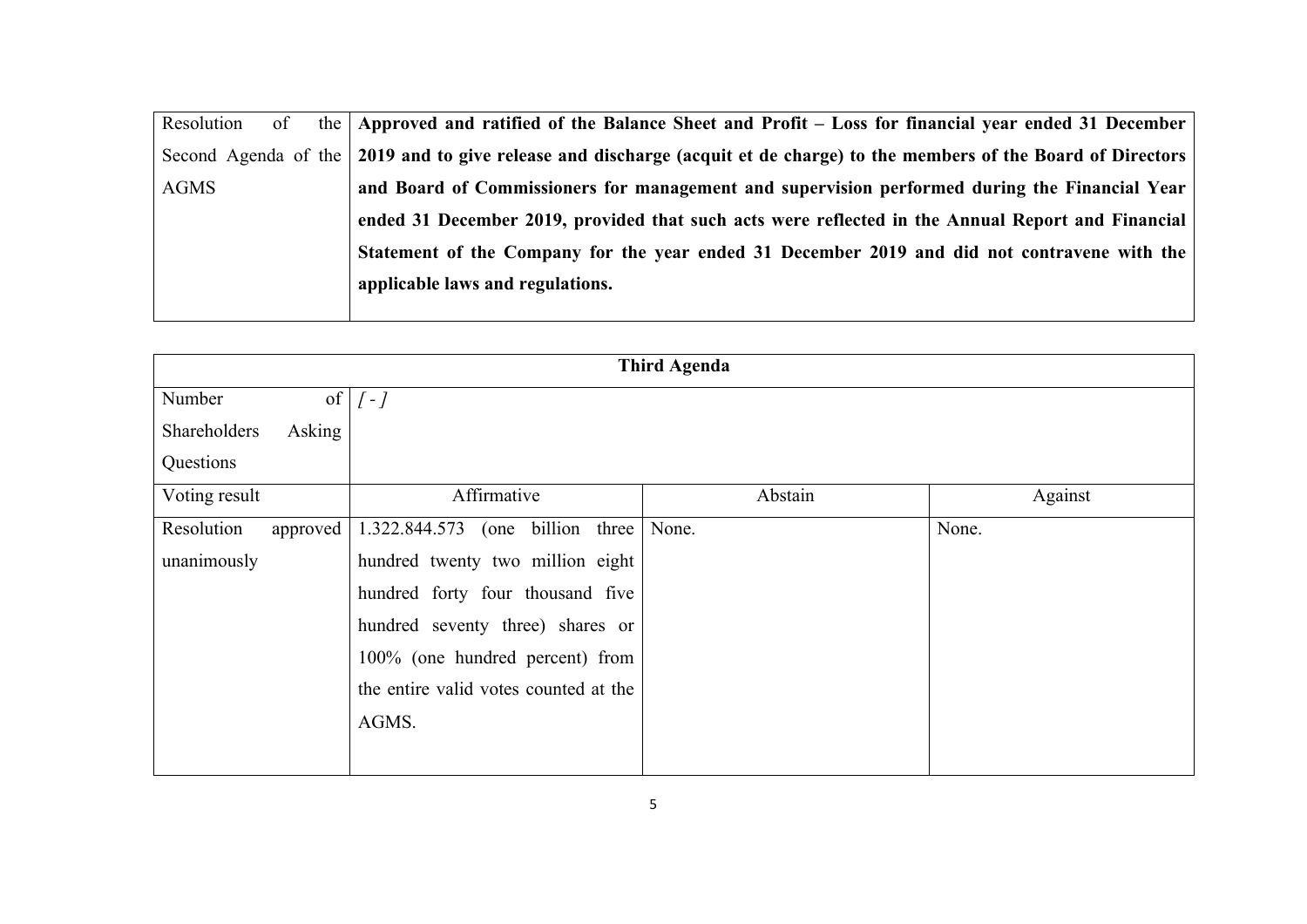| | |
|---|---|
| Resolution of the Second Agenda of the AGMS | **Approved and ratified of the Balance Sheet and Profit – Loss for financial year ended 31 December 2019 and to give release and discharge (acquit et de charge) to the members of the Board of Directors and Board of Commissioners for management and supervision performed during the Financial Year ended 31 December 2019, provided that such acts were reflected in the Annual Report and Financial Statement of the Company for the year ended 31 December 2019 and did not contravene with the applicable laws and regulations.** |

| **Third Agenda** | | | |
|---|---|---|---|
| Number of Shareholders Asking Questions | *[ - ]* | | |
| Voting result | Affirmative | Abstain | Against |
| Resolution approved unanimously | 1.322.844.573 (one billion three hundred twenty two million eight hundred forty four thousand five hundred seventy three) shares or 100% (one hundred percent) from the entire valid votes counted at the AGMS. | None. | None. |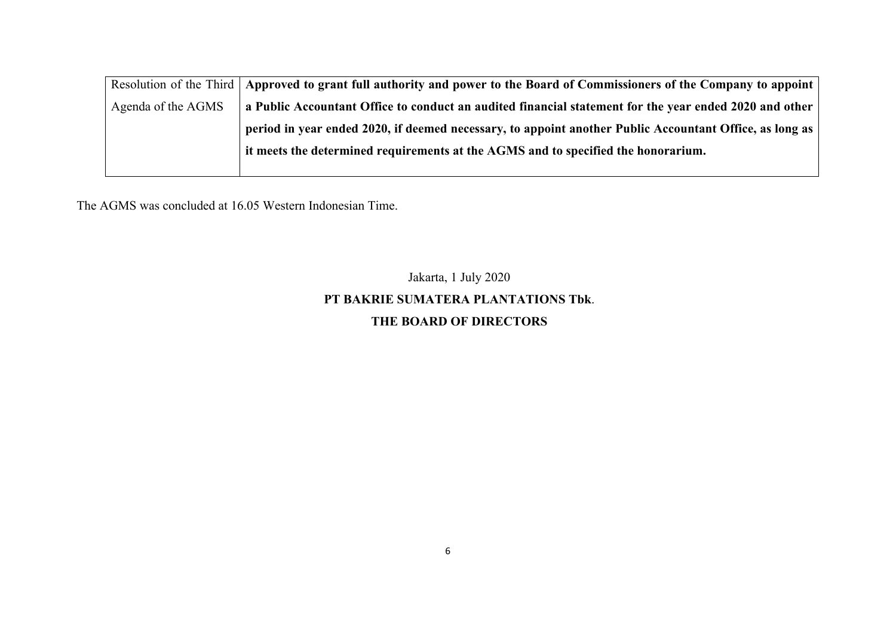| | |
|---|---|
| Resolution of the Third Agenda of the AGMS | **Approved to grant full authority and power to the Board of Commissioners of the Company to appoint a Public Accountant Office to conduct an audited financial statement for the year ended 2020 and other period in year ended 2020, if deemed necessary, to appoint another Public Accountant Office, as long as it meets the determined requirements at the AGMS and to specified the honorarium.** |

The AGMS was concluded at 16.05 Western Indonesian Time.

Jakarta, 1 July 2020

**PT BAKRIE SUMATERA PLANTATIONS Tbk**.

**THE BOARD OF DIRECTORS**